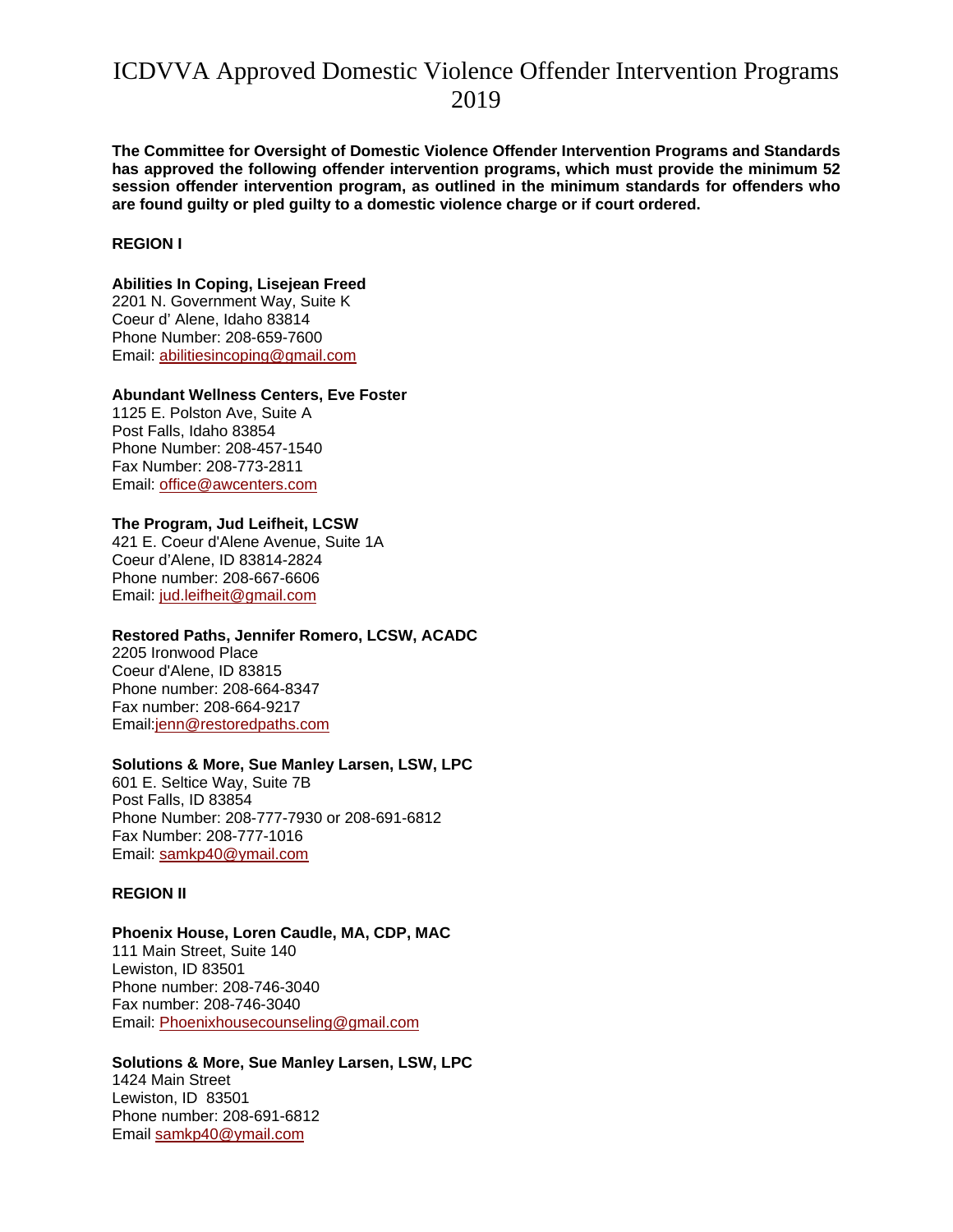# ICDVVA Approved Domestic Violence Offender Intervention Programs 2019

**The Committee for Oversight of Domestic Violence Offender Intervention Programs and Standards has approved the following offender intervention programs, which must provide the minimum 52 session offender intervention program, as outlined in the minimum standards for offenders who are found guilty or pled guilty to a domestic violence charge or if court ordered.**

## REGION I

**Abilities In Coping, Lisejean Freed**
2201 N. Government Way, Suite K
Coeur d' Alene, Idaho 83814
Phone Number: 208-659-7600
Email: abilitiesincoping@gmail.com

**Abundant Wellness Centers, Eve Foster**
1125 E. Polston Ave, Suite A
Post Falls, Idaho 83854
Phone Number: 208-457-1540
Fax Number: 208-773-2811
Email: office@awcenters.com

**The Program, Jud Leifheit, LCSW**
421 E. Coeur d'Alene Avenue, Suite 1A
Coeur d'Alene, ID 83814-2824
Phone number: 208-667-6606
Email: jud.leifheit@gmail.com

**Restored Paths, Jennifer Romero, LCSW, ACADC**
2205 Ironwood Place
Coeur d'Alene, ID 83815
Phone number: 208-664-8347
Fax number: 208-664-9217
Email:jenn@restoredpaths.com

**Solutions & More, Sue Manley Larsen, LSW, LPC**
601 E. Seltice Way, Suite 7B
Post Falls, ID 83854
Phone Number: 208-777-7930 or 208-691-6812
Fax Number: 208-777-1016
Email: samkp40@ymail.com

## REGION II

**Phoenix House, Loren Caudle, MA, CDP, MAC**
111 Main Street, Suite 140
Lewiston, ID 83501
Phone number: 208-746-3040
Fax number: 208-746-3040
Email: Phoenixhousecounseling@gmail.com

**Solutions & More, Sue Manley Larsen, LSW, LPC**
1424 Main Street
Lewiston, ID 83501
Phone number: 208-691-6812
Email samkp40@ymail.com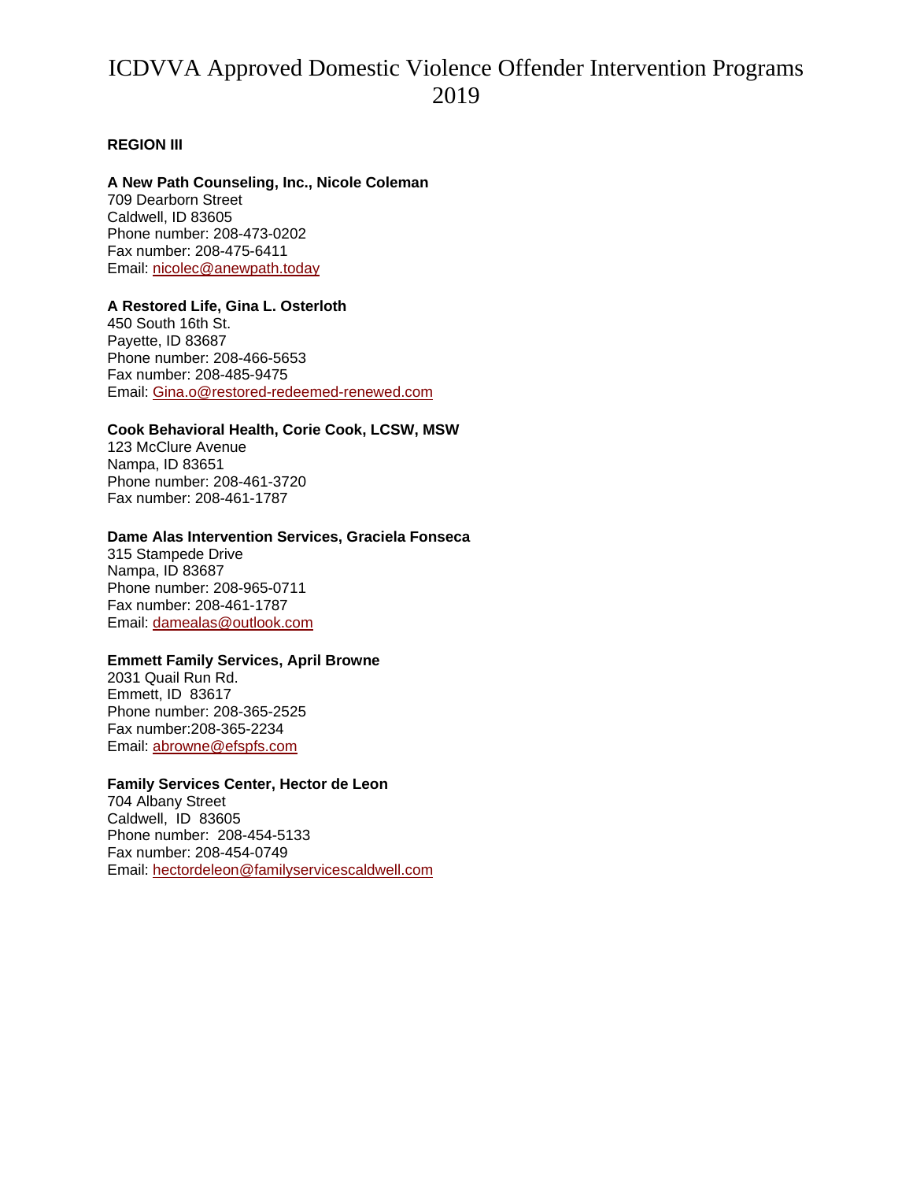# ICDVVA Approved Domestic Violence Offender Intervention Programs 2019

**REGION III**

**A New Path Counseling, Inc., Nicole Coleman**
709 Dearborn Street
Caldwell, ID 83605
Phone number: 208-473-0202
Fax number: 208-475-6411
Email: nicolec@anewpath.today

**A Restored Life, Gina L. Osterloth**
450 South 16th St.
Payette, ID 83687
Phone number: 208-466-5653
Fax number: 208-485-9475
Email: Gina.o@restored-redeemed-renewed.com

**Cook Behavioral Health, Corie Cook, LCSW, MSW**
123 McClure Avenue
Nampa, ID 83651
Phone number: 208-461-3720
Fax number: 208-461-1787

**Dame Alas Intervention Services, Graciela Fonseca**
315 Stampede Drive
Nampa, ID 83687
Phone number: 208-965-0711
Fax number: 208-461-1787
Email: damealas@outlook.com

**Emmett Family Services, April Browne**
2031 Quail Run Rd.
Emmett, ID 83617
Phone number: 208-365-2525
Fax number:208-365-2234
Email: abrowne@efspfs.com

**Family Services Center, Hector de Leon**
704 Albany Street
Caldwell, ID 83605
Phone number: 208-454-5133
Fax number: 208-454-0749
Email: hectordeleon@familyservicescaldwell.com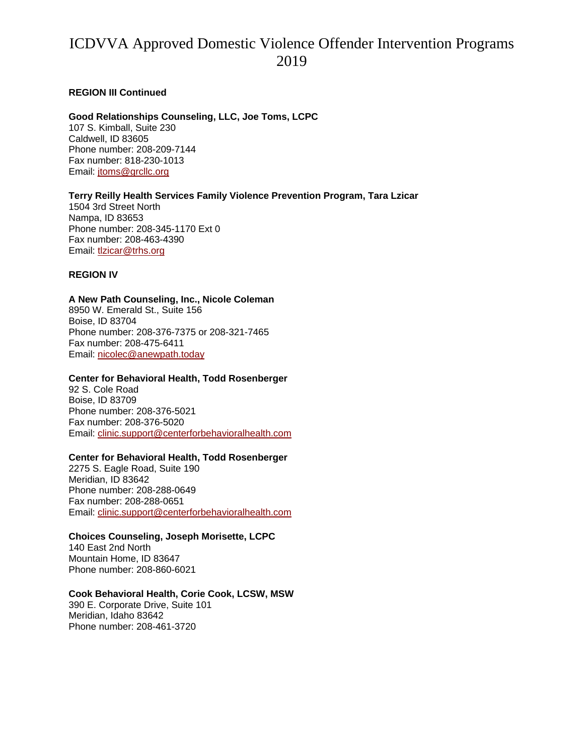# ICDVVA Approved Domestic Violence Offender Intervention Programs 2019

**REGION III Continued**

**Good Relationships Counseling, LLC, Joe Toms, LCPC**
107 S. Kimball, Suite 230
Caldwell, ID 83605
Phone number: 208-209-7144
Fax number: 818-230-1013
Email: jtoms@grcllc.org

**Terry Reilly Health Services Family Violence Prevention Program, Tara Lzicar**
1504 3rd Street North
Nampa, ID 83653
Phone number: 208-345-1170 Ext 0
Fax number: 208-463-4390
Email: tlzicar@trhs.org

**REGION IV**

**A New Path Counseling, Inc., Nicole Coleman**
8950 W. Emerald St., Suite 156
Boise, ID 83704
Phone number: 208-376-7375 or 208-321-7465
Fax number: 208-475-6411
Email: nicolec@anewpath.today

**Center for Behavioral Health, Todd Rosenberger**
92 S. Cole Road
Boise, ID 83709
Phone number: 208-376-5021
Fax number: 208-376-5020
Email: clinic.support@centerforbehavioralhealth.com

**Center for Behavioral Health, Todd Rosenberger**
2275 S. Eagle Road, Suite 190
Meridian, ID 83642
Phone number: 208-288-0649
Fax number: 208-288-0651
Email: clinic.support@centerforbehavioralhealth.com

**Choices Counseling, Joseph Morisette, LCPC**
140 East 2nd North
Mountain Home, ID 83647
Phone number: 208-860-6021

**Cook Behavioral Health, Corie Cook, LCSW, MSW**
390 E. Corporate Drive, Suite 101
Meridian, Idaho 83642
Phone number: 208-461-3720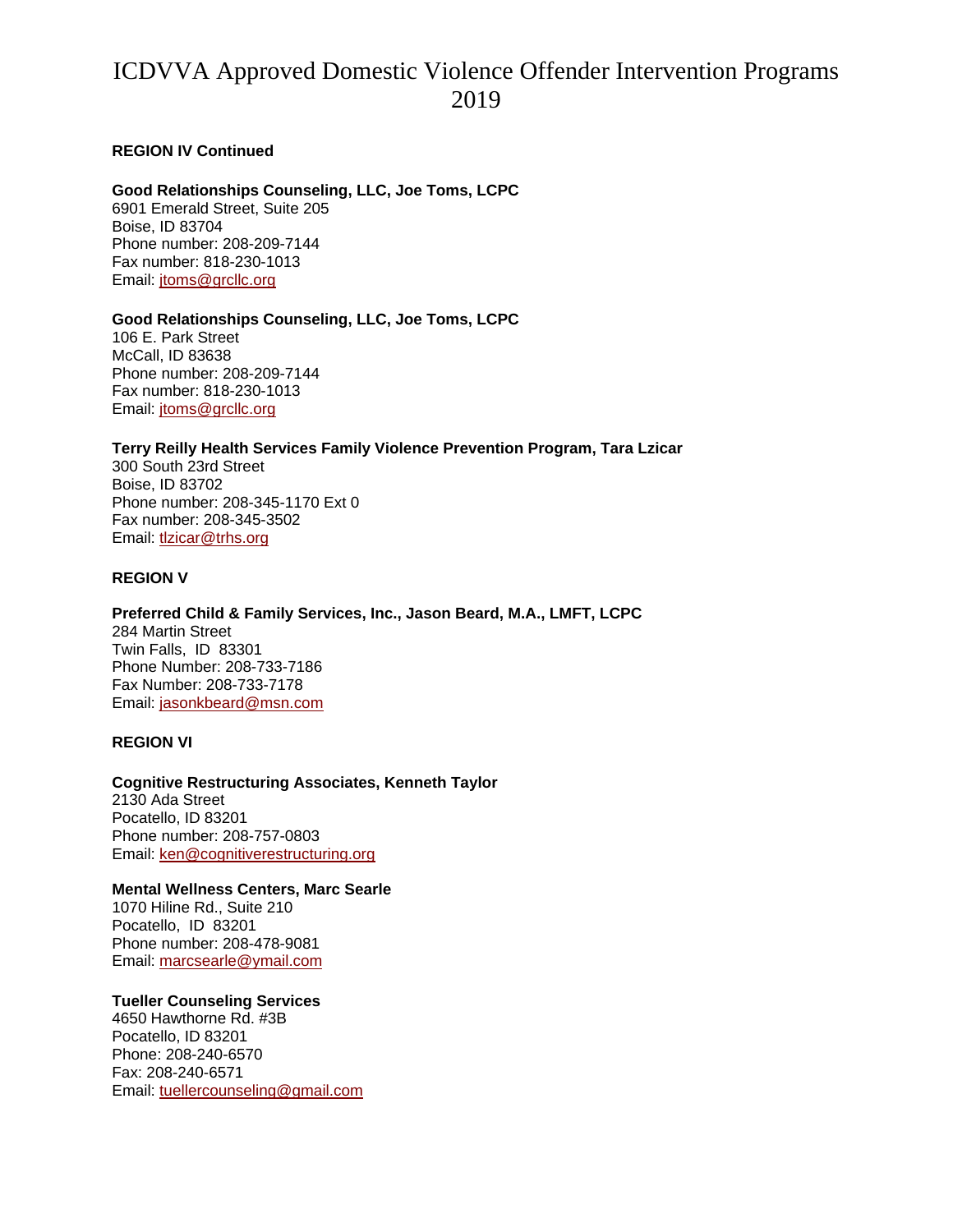# ICDVVA Approved Domestic Violence Offender Intervention Programs 2019

**REGION IV Continued**

**Good Relationships Counseling, LLC, Joe Toms, LCPC**
6901 Emerald Street, Suite 205
Boise, ID 83704
Phone number: 208-209-7144
Fax number: 818-230-1013
Email: jtoms@grcllc.org

**Good Relationships Counseling, LLC, Joe Toms, LCPC**
106 E. Park Street
McCall, ID 83638
Phone number: 208-209-7144
Fax number: 818-230-1013
Email: jtoms@grcllc.org

**Terry Reilly Health Services Family Violence Prevention Program, Tara Lzicar**
300 South 23rd Street
Boise, ID 83702
Phone number: 208-345-1170 Ext 0
Fax number: 208-345-3502
Email: tlzicar@trhs.org

**REGION V**

**Preferred Child & Family Services, Inc., Jason Beard, M.A., LMFT, LCPC**
284 Martin Street
Twin Falls, ID 83301
Phone Number: 208-733-7186
Fax Number: 208-733-7178
Email: jasonkbeard@msn.com

**REGION VI**

**Cognitive Restructuring Associates, Kenneth Taylor**
2130 Ada Street
Pocatello, ID 83201
Phone number: 208-757-0803
Email: ken@cognitiverestructuring.org

**Mental Wellness Centers, Marc Searle**
1070 Hiline Rd., Suite 210
Pocatello, ID 83201
Phone number: 208-478-9081
Email: marcsearle@ymail.com

**Tueller Counseling Services**
4650 Hawthorne Rd. #3B
Pocatello, ID 83201
Phone: 208-240-6570
Fax: 208-240-6571
Email: tuellercounseling@gmail.com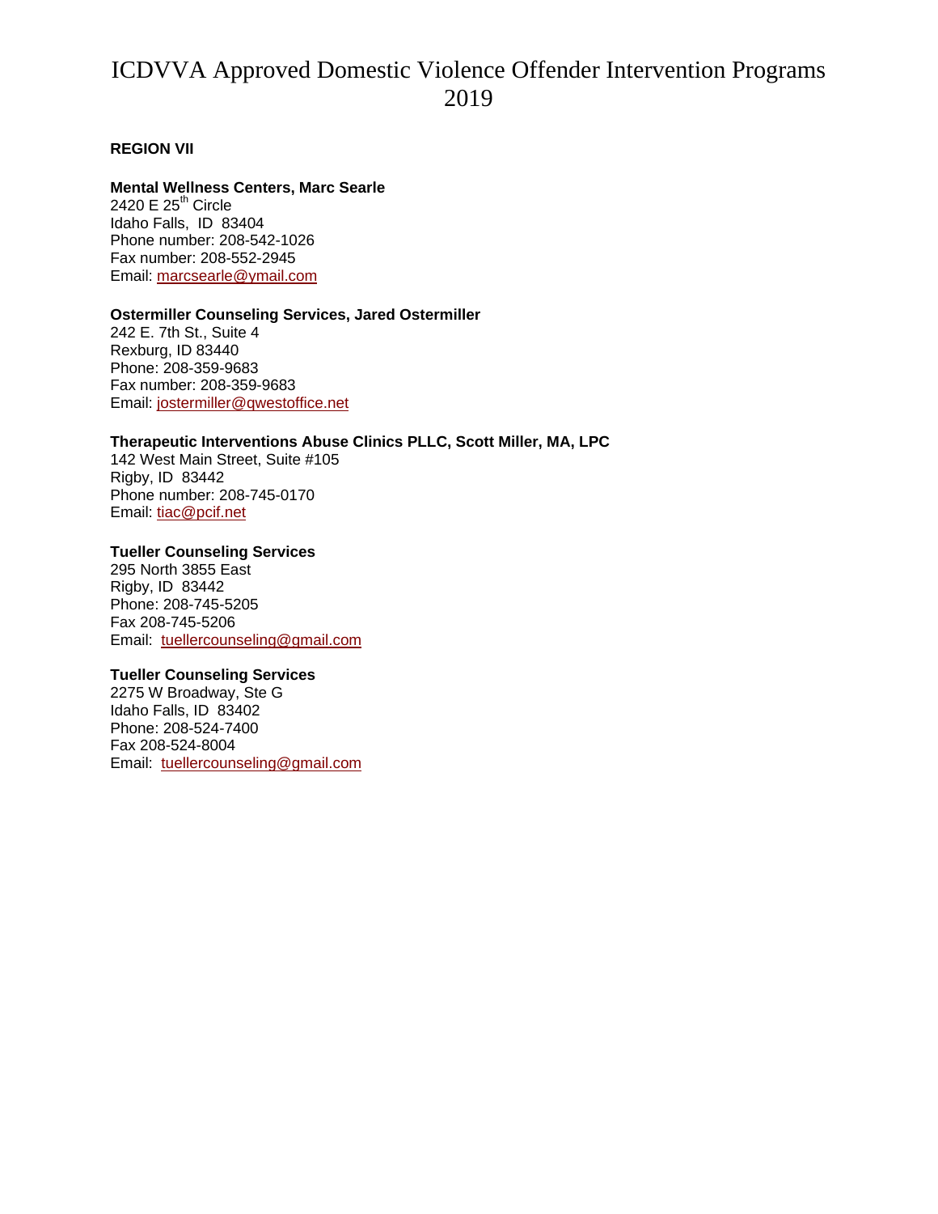# ICDVVA Approved Domestic Violence Offender Intervention Programs 2019

**REGION VII**

**Mental Wellness Centers, Marc Searle**
2420 E 25th Circle
Idaho Falls, ID 83404
Phone number: 208-542-1026
Fax number: 208-552-2945
Email: marcsearle@ymail.com

**Ostermiller Counseling Services, Jared Ostermiller**
242 E. 7th St., Suite 4
Rexburg, ID 83440
Phone: 208-359-9683
Fax number: 208-359-9683
Email: jostermiller@qwestoffice.net

**Therapeutic Interventions Abuse Clinics PLLC, Scott Miller, MA, LPC**
142 West Main Street, Suite #105
Rigby, ID 83442
Phone number: 208-745-0170
Email: tiac@pcif.net

**Tueller Counseling Services**
295 North 3855 East
Rigby, ID 83442
Phone: 208-745-5205
Fax 208-745-5206
Email: tuellercounseling@gmail.com

**Tueller Counseling Services**
2275 W Broadway, Ste G
Idaho Falls, ID 83402
Phone: 208-524-7400
Fax 208-524-8004
Email: tuellercounseling@gmail.com